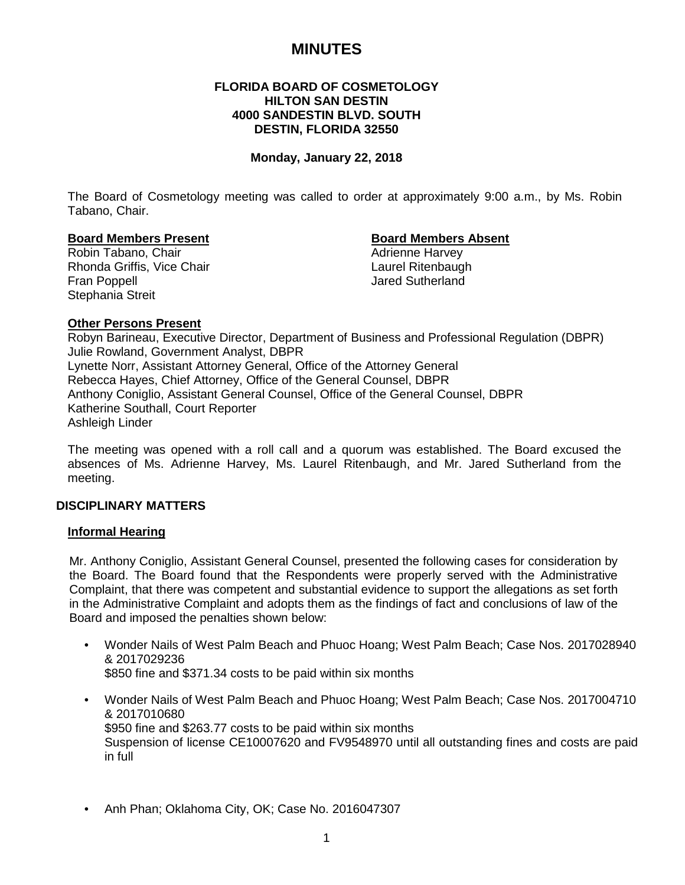# MINUTES

**FLORIDA BOARD OF COSMETOLOGY**
**HILTON SAN DESTIN**
**4000 SANDESTIN BLVD. SOUTH**
**DESTIN, FLORIDA 32550**

**Monday, January 22, 2018**

The Board of Cosmetology meeting was called to order at approximately 9:00 a.m., by Ms. Robin Tabano, Chair.

**Board Members Present**

Robin Tabano, Chair
Rhonda Griffis, Vice Chair
Fran Poppell
Stephania Streit

**Board Members Absent**

Adrienne Harvey
Laurel Ritenbaugh
Jared Sutherland

**Other Persons Present**

Robyn Barineau, Executive Director, Department of Business and Professional Regulation (DBPR)
Julie Rowland, Government Analyst, DBPR
Lynette Norr, Assistant Attorney General, Office of the Attorney General
Rebecca Hayes, Chief Attorney, Office of the General Counsel, DBPR
Anthony Coniglio, Assistant General Counsel, Office of the General Counsel, DBPR
Katherine Southall, Court Reporter
Ashleigh Linder

The meeting was opened with a roll call and a quorum was established. The Board excused the absences of Ms. Adrienne Harvey, Ms. Laurel Ritenbaugh, and Mr. Jared Sutherland from the meeting.

## DISCIPLINARY MATTERS

### Informal Hearing

Mr. Anthony Coniglio, Assistant General Counsel, presented the following cases for consideration by the Board. The Board found that the Respondents were properly served with the Administrative Complaint, that there was competent and substantial evidence to support the allegations as set forth in the Administrative Complaint and adopts them as the findings of fact and conclusions of law of the Board and imposed the penalties shown below:

- Wonder Nails of West Palm Beach and Phuoc Hoang; West Palm Beach; Case Nos. 2017028940 & 2017029236
  $850 fine and $371.34 costs to be paid within six months
- Wonder Nails of West Palm Beach and Phuoc Hoang; West Palm Beach; Case Nos. 2017004710 & 2017010680
  $950 fine and $263.77 costs to be paid within six months
  Suspension of license CE10007620 and FV9548970 until all outstanding fines and costs are paid in full
- Anh Phan; Oklahoma City, OK; Case No. 2016047307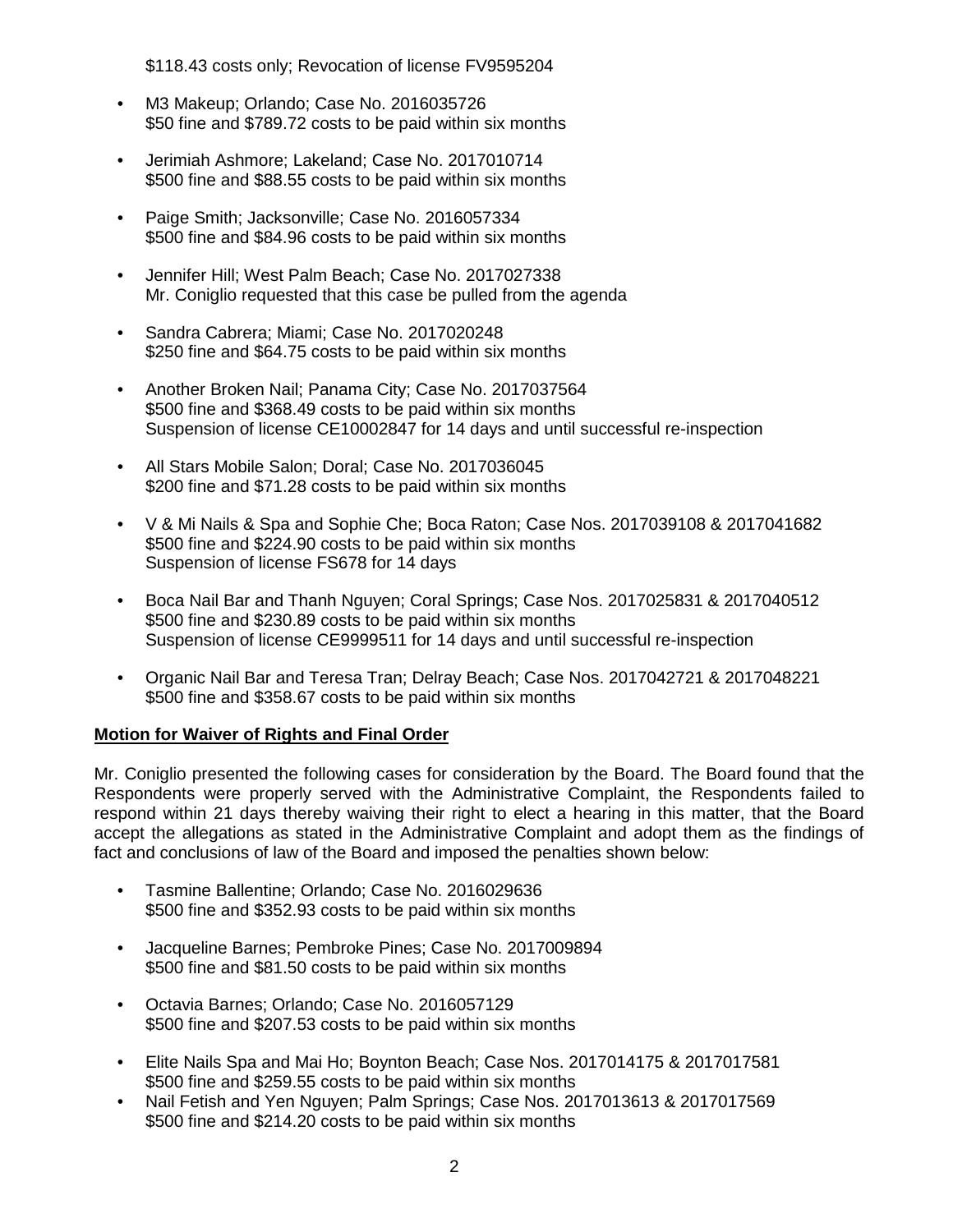$118.43 costs only; Revocation of license FV9595204

- M3 Makeup; Orlando; Case No. 2016035726
  $50 fine and $789.72 costs to be paid within six months

- Jerimiah Ashmore; Lakeland; Case No. 2017010714
  $500 fine and $88.55 costs to be paid within six months

- Paige Smith; Jacksonville; Case No. 2016057334
  $500 fine and $84.96 costs to be paid within six months

- Jennifer Hill; West Palm Beach; Case No. 2017027338
  Mr. Coniglio requested that this case be pulled from the agenda

- Sandra Cabrera; Miami; Case No. 2017020248
  $250 fine and $64.75 costs to be paid within six months

- Another Broken Nail; Panama City; Case No. 2017037564
  $500 fine and $368.49 costs to be paid within six months
  Suspension of license CE10002847 for 14 days and until successful re-inspection

- All Stars Mobile Salon; Doral; Case No. 2017036045
  $200 fine and $71.28 costs to be paid within six months

- V & Mi Nails & Spa and Sophie Che; Boca Raton; Case Nos. 2017039108 & 2017041682
  $500 fine and $224.90 costs to be paid within six months
  Suspension of license FS678 for 14 days

- Boca Nail Bar and Thanh Nguyen; Coral Springs; Case Nos. 2017025831 & 2017040512
  $500 fine and $230.89 costs to be paid within six months
  Suspension of license CE9999511 for 14 days and until successful re-inspection

- Organic Nail Bar and Teresa Tran; Delray Beach; Case Nos. 2017042721 & 2017048221
  $500 fine and $358.67 costs to be paid within six months

**Motion for Waiver of Rights and Final Order**

Mr. Coniglio presented the following cases for consideration by the Board. The Board found that the Respondents were properly served with the Administrative Complaint, the Respondents failed to respond within 21 days thereby waiving their right to elect a hearing in this matter, that the Board accept the allegations as stated in the Administrative Complaint and adopt them as the findings of fact and conclusions of law of the Board and imposed the penalties shown below:

- Tasmine Ballentine; Orlando; Case No. 2016029636
  $500 fine and $352.93 costs to be paid within six months

- Jacqueline Barnes; Pembroke Pines; Case No. 2017009894
  $500 fine and $81.50 costs to be paid within six months

- Octavia Barnes; Orlando; Case No. 2016057129
  $500 fine and $207.53 costs to be paid within six months

- Elite Nails Spa and Mai Ho; Boynton Beach; Case Nos. 2017014175 & 2017017581
  $500 fine and $259.55 costs to be paid within six months
- Nail Fetish and Yen Nguyen; Palm Springs; Case Nos. 2017013613 & 2017017569
  $500 fine and $214.20 costs to be paid within six months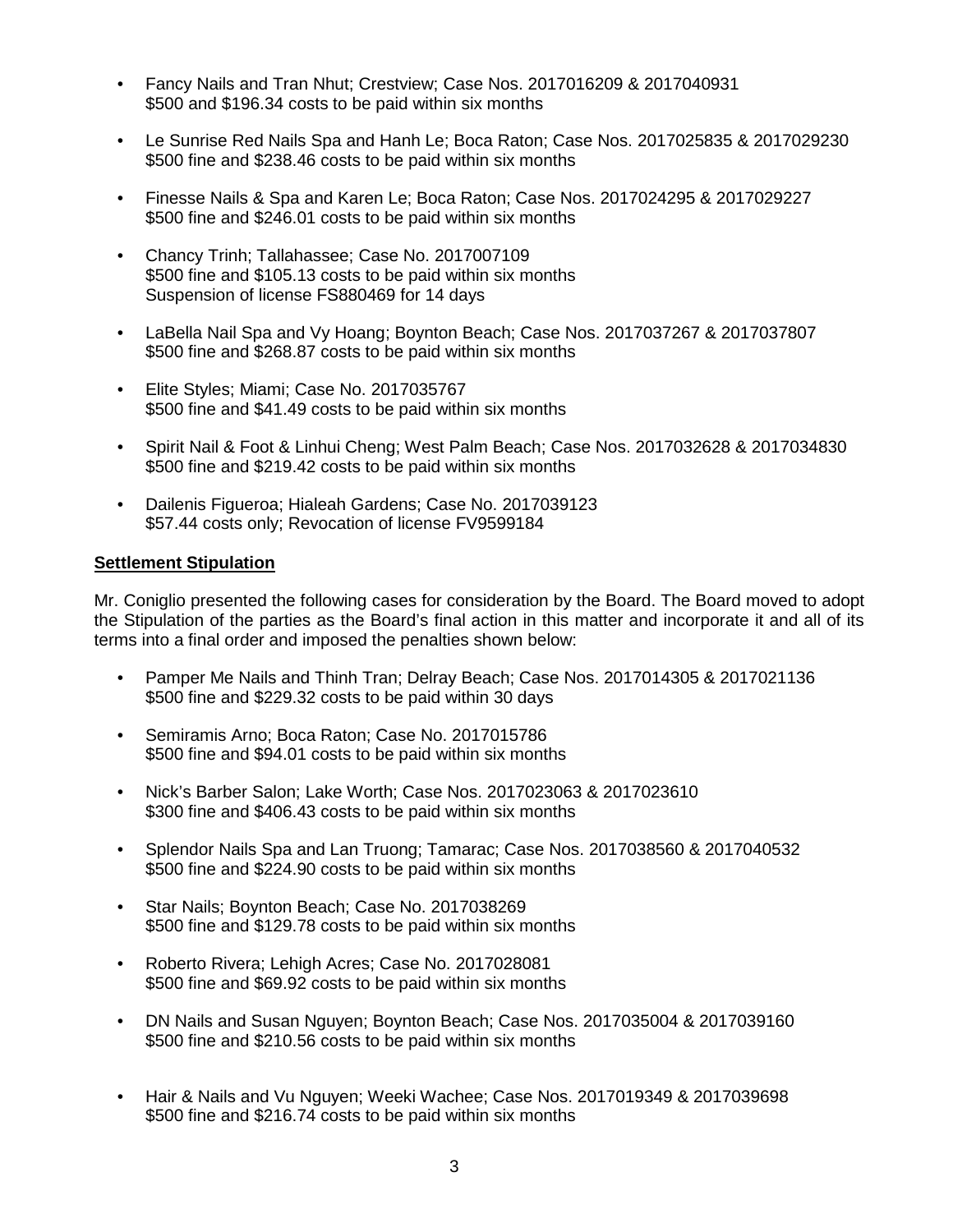- Fancy Nails and Tran Nhut; Crestview; Case Nos. 2017016209 & 2017040931
  $500 and $196.34 costs to be paid within six months

- Le Sunrise Red Nails Spa and Hanh Le; Boca Raton; Case Nos. 2017025835 & 2017029230
  $500 fine and $238.46 costs to be paid within six months

- Finesse Nails & Spa and Karen Le; Boca Raton; Case Nos. 2017024295 & 2017029227
  $500 fine and $246.01 costs to be paid within six months

- Chancy Trinh; Tallahassee; Case No. 2017007109
  $500 fine and $105.13 costs to be paid within six months
  Suspension of license FS880469 for 14 days

- LaBella Nail Spa and Vy Hoang; Boynton Beach; Case Nos. 2017037267 & 2017037807
  $500 fine and $268.87 costs to be paid within six months

- Elite Styles; Miami; Case No. 2017035767
  $500 fine and $41.49 costs to be paid within six months

- Spirit Nail & Foot & Linhui Cheng; West Palm Beach; Case Nos. 2017032628 & 2017034830
  $500 fine and $219.42 costs to be paid within six months

- Dailenis Figueroa; Hialeah Gardens; Case No. 2017039123
  $57.44 costs only; Revocation of license FV9599184

**Settlement Stipulation**

Mr. Coniglio presented the following cases for consideration by the Board. The Board moved to adopt the Stipulation of the parties as the Board's final action in this matter and incorporate it and all of its terms into a final order and imposed the penalties shown below:

- Pamper Me Nails and Thinh Tran; Delray Beach; Case Nos. 2017014305 & 2017021136
  $500 fine and $229.32 costs to be paid within 30 days

- Semiramis Arno; Boca Raton; Case No. 2017015786
  $500 fine and $94.01 costs to be paid within six months

- Nick's Barber Salon; Lake Worth; Case Nos. 2017023063 & 2017023610
  $300 fine and $406.43 costs to be paid within six months

- Splendor Nails Spa and Lan Truong; Tamarac; Case Nos. 2017038560 & 2017040532
  $500 fine and $224.90 costs to be paid within six months

- Star Nails; Boynton Beach; Case No. 2017038269
  $500 fine and $129.78 costs to be paid within six months

- Roberto Rivera; Lehigh Acres; Case No. 2017028081
  $500 fine and $69.92 costs to be paid within six months

- DN Nails and Susan Nguyen; Boynton Beach; Case Nos. 2017035004 & 2017039160
  $500 fine and $210.56 costs to be paid within six months

- Hair & Nails and Vu Nguyen; Weeki Wachee; Case Nos. 2017019349 & 2017039698
  $500 fine and $216.74 costs to be paid within six months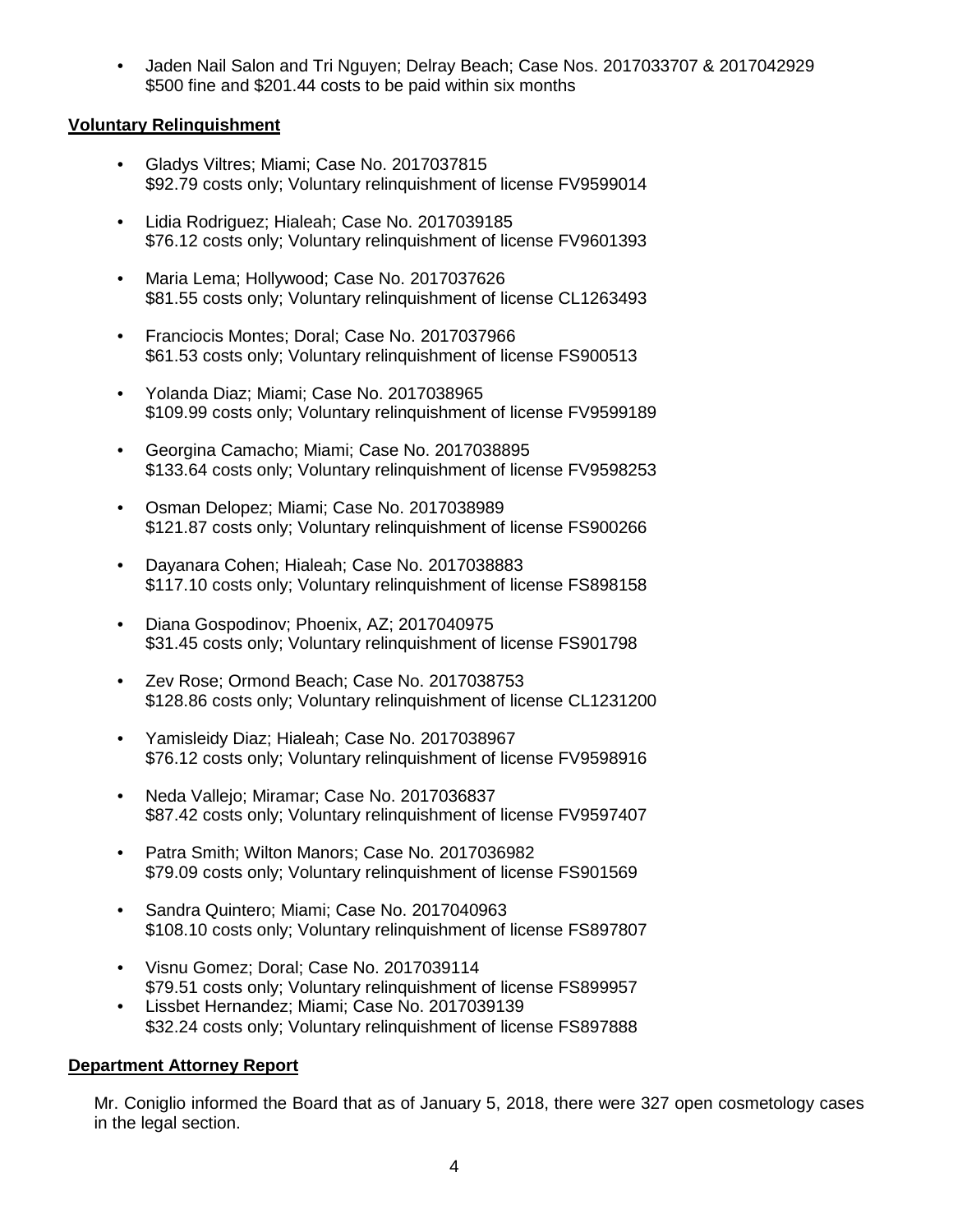- Jaden Nail Salon and Tri Nguyen; Delray Beach; Case Nos. 2017033707 & 2017042929
  $500 fine and $201.44 costs to be paid within six months

**Voluntary Relinquishment**

- Gladys Viltres; Miami; Case No. 2017037815
  $92.79 costs only; Voluntary relinquishment of license FV9599014
- Lidia Rodriguez; Hialeah; Case No. 2017039185
  $76.12 costs only; Voluntary relinquishment of license FV9601393
- Maria Lema; Hollywood; Case No. 2017037626
  $81.55 costs only; Voluntary relinquishment of license CL1263493
- Franciocis Montes; Doral; Case No. 2017037966
  $61.53 costs only; Voluntary relinquishment of license FS900513
- Yolanda Diaz; Miami; Case No. 2017038965
  $109.99 costs only; Voluntary relinquishment of license FV9599189
- Georgina Camacho; Miami; Case No. 2017038895
  $133.64 costs only; Voluntary relinquishment of license FV9598253
- Osman Delopez; Miami; Case No. 2017038989
  $121.87 costs only; Voluntary relinquishment of license FS900266
- Dayanara Cohen; Hialeah; Case No. 2017038883
  $117.10 costs only; Voluntary relinquishment of license FS898158
- Diana Gospodinov; Phoenix, AZ; 2017040975
  $31.45 costs only; Voluntary relinquishment of license FS901798
- Zev Rose; Ormond Beach; Case No. 2017038753
  $128.86 costs only; Voluntary relinquishment of license CL1231200
- Yamisleidy Diaz; Hialeah; Case No. 2017038967
  $76.12 costs only; Voluntary relinquishment of license FV9598916
- Neda Vallejo; Miramar; Case No. 2017036837
  $87.42 costs only; Voluntary relinquishment of license FV9597407
- Patra Smith; Wilton Manors; Case No. 2017036982
  $79.09 costs only; Voluntary relinquishment of license FS901569
- Sandra Quintero; Miami; Case No. 2017040963
  $108.10 costs only; Voluntary relinquishment of license FS897807
- Visnu Gomez; Doral; Case No. 2017039114
  $79.51 costs only; Voluntary relinquishment of license FS899957
- Lissbet Hernandez; Miami; Case No. 2017039139
  $32.24 costs only; Voluntary relinquishment of license FS897888

**Department Attorney Report**

Mr. Coniglio informed the Board that as of January 5, 2018, there were 327 open cosmetology cases in the legal section.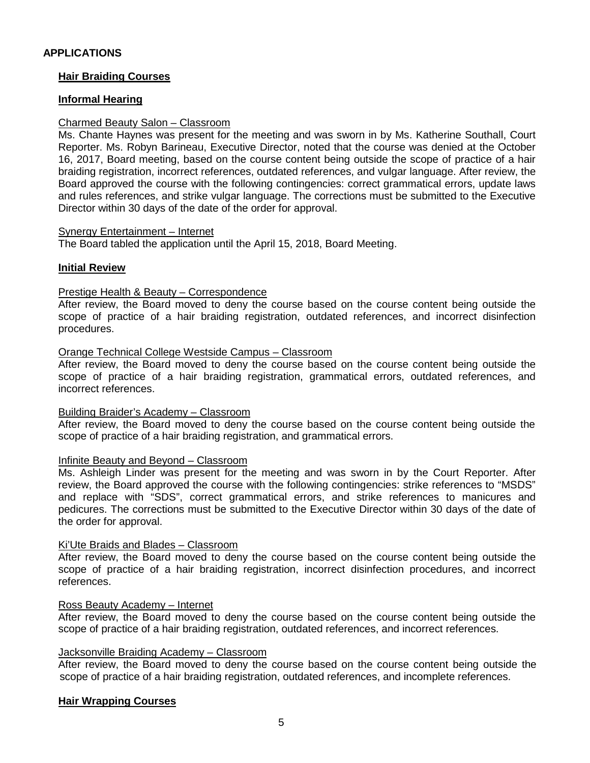## APPLICATIONS

### Hair Braiding Courses

#### Informal Hearing

Charmed Beauty Salon – Classroom

Ms. Chante Haynes was present for the meeting and was sworn in by Ms. Katherine Southall, Court Reporter. Ms. Robyn Barineau, Executive Director, noted that the course was denied at the October 16, 2017, Board meeting, based on the course content being outside the scope of practice of a hair braiding registration, incorrect references, outdated references, and vulgar language. After review, the Board approved the course with the following contingencies: correct grammatical errors, update laws and rules references, and strike vulgar language. The corrections must be submitted to the Executive Director within 30 days of the date of the order for approval.

Synergy Entertainment – Internet

The Board tabled the application until the April 15, 2018, Board Meeting.

#### Initial Review

Prestige Health & Beauty – Correspondence

After review, the Board moved to deny the course based on the course content being outside the scope of practice of a hair braiding registration, outdated references, and incorrect disinfection procedures.

Orange Technical College Westside Campus – Classroom

After review, the Board moved to deny the course based on the course content being outside the scope of practice of a hair braiding registration, grammatical errors, outdated references, and incorrect references.

Building Braider's Academy – Classroom

After review, the Board moved to deny the course based on the course content being outside the scope of practice of a hair braiding registration, and grammatical errors.

Infinite Beauty and Beyond – Classroom

Ms. Ashleigh Linder was present for the meeting and was sworn in by the Court Reporter. After review, the Board approved the course with the following contingencies: strike references to "MSDS" and replace with "SDS", correct grammatical errors, and strike references to manicures and pedicures. The corrections must be submitted to the Executive Director within 30 days of the date of the order for approval.

Ki'Ute Braids and Blades – Classroom

After review, the Board moved to deny the course based on the course content being outside the scope of practice of a hair braiding registration, incorrect disinfection procedures, and incorrect references.

Ross Beauty Academy – Internet

After review, the Board moved to deny the course based on the course content being outside the scope of practice of a hair braiding registration, outdated references, and incorrect references.

Jacksonville Braiding Academy – Classroom

After review, the Board moved to deny the course based on the course content being outside the scope of practice of a hair braiding registration, outdated references, and incomplete references.

### Hair Wrapping Courses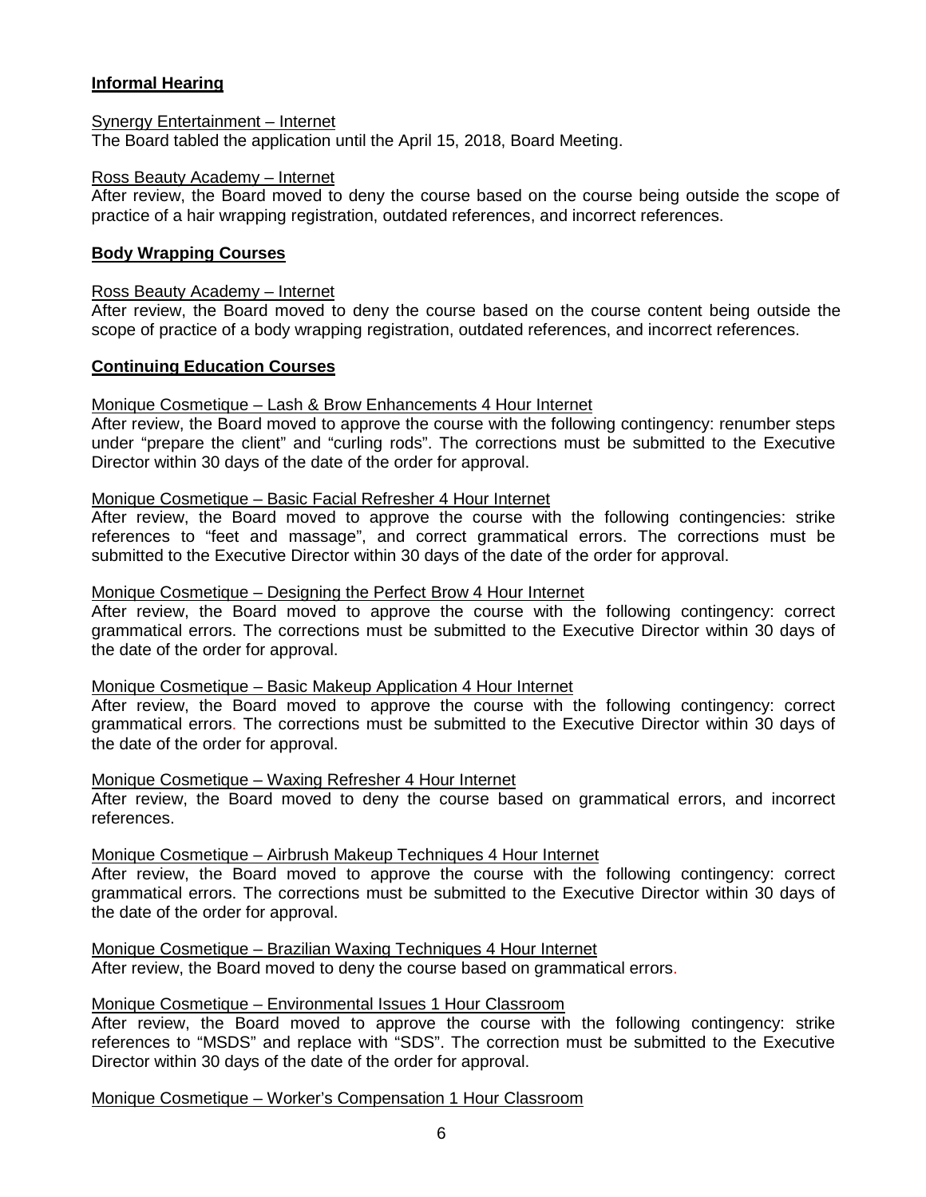### Informal Hearing

Synergy Entertainment – Internet

The Board tabled the application until the April 15, 2018, Board Meeting.

Ross Beauty Academy – Internet

After review, the Board moved to deny the course based on the course being outside the scope of practice of a hair wrapping registration, outdated references, and incorrect references.

### Body Wrapping Courses

Ross Beauty Academy – Internet

After review, the Board moved to deny the course based on the course content being outside the scope of practice of a body wrapping registration, outdated references, and incorrect references.

### Continuing Education Courses

Monique Cosmetique – Lash & Brow Enhancements 4 Hour Internet

After review, the Board moved to approve the course with the following contingency: renumber steps under "prepare the client" and "curling rods". The corrections must be submitted to the Executive Director within 30 days of the date of the order for approval.

Monique Cosmetique – Basic Facial Refresher 4 Hour Internet

After review, the Board moved to approve the course with the following contingencies: strike references to "feet and massage", and correct grammatical errors. The corrections must be submitted to the Executive Director within 30 days of the date of the order for approval.

Monique Cosmetique – Designing the Perfect Brow 4 Hour Internet

After review, the Board moved to approve the course with the following contingency: correct grammatical errors. The corrections must be submitted to the Executive Director within 30 days of the date of the order for approval.

Monique Cosmetique – Basic Makeup Application 4 Hour Internet

After review, the Board moved to approve the course with the following contingency: correct grammatical errors. The corrections must be submitted to the Executive Director within 30 days of the date of the order for approval.

Monique Cosmetique – Waxing Refresher 4 Hour Internet

After review, the Board moved to deny the course based on grammatical errors, and incorrect references.

Monique Cosmetique – Airbrush Makeup Techniques 4 Hour Internet

After review, the Board moved to approve the course with the following contingency: correct grammatical errors. The corrections must be submitted to the Executive Director within 30 days of the date of the order for approval.

Monique Cosmetique – Brazilian Waxing Techniques 4 Hour Internet

After review, the Board moved to deny the course based on grammatical errors.

Monique Cosmetique – Environmental Issues 1 Hour Classroom

After review, the Board moved to approve the course with the following contingency: strike references to "MSDS" and replace with "SDS". The correction must be submitted to the Executive Director within 30 days of the date of the order for approval.

Monique Cosmetique – Worker's Compensation 1 Hour Classroom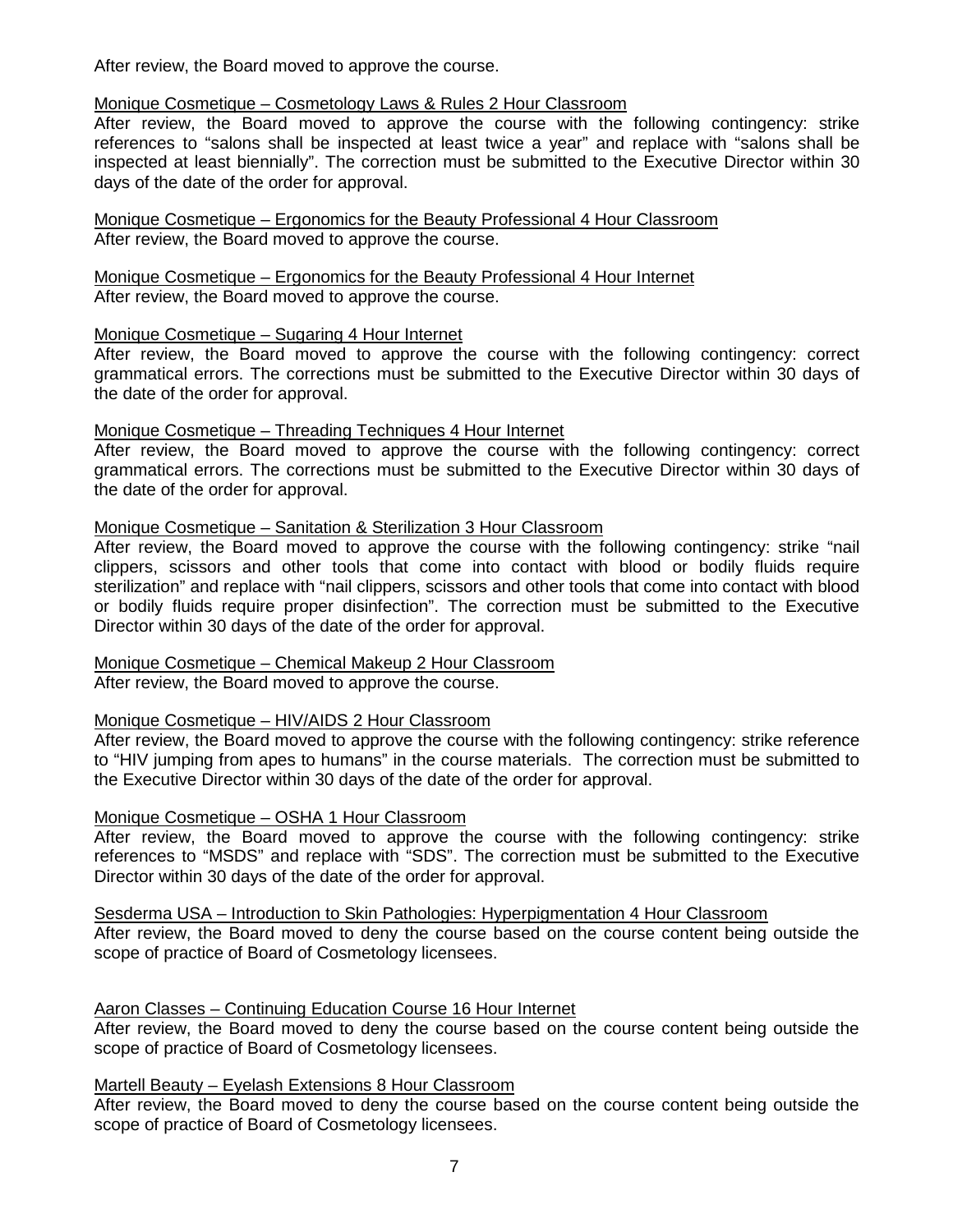After review, the Board moved to approve the course.

Monique Cosmetique – Cosmetology Laws & Rules 2 Hour Classroom
After review, the Board moved to approve the course with the following contingency: strike references to "salons shall be inspected at least twice a year" and replace with "salons shall be inspected at least biennially". The correction must be submitted to the Executive Director within 30 days of the date of the order for approval.

Monique Cosmetique – Ergonomics for the Beauty Professional 4 Hour Classroom
After review, the Board moved to approve the course.

Monique Cosmetique – Ergonomics for the Beauty Professional 4 Hour Internet
After review, the Board moved to approve the course.

Monique Cosmetique – Sugaring 4 Hour Internet
After review, the Board moved to approve the course with the following contingency: correct grammatical errors. The corrections must be submitted to the Executive Director within 30 days of the date of the order for approval.

Monique Cosmetique – Threading Techniques 4 Hour Internet
After review, the Board moved to approve the course with the following contingency: correct grammatical errors. The corrections must be submitted to the Executive Director within 30 days of the date of the order for approval.

Monique Cosmetique – Sanitation & Sterilization 3 Hour Classroom
After review, the Board moved to approve the course with the following contingency: strike "nail clippers, scissors and other tools that come into contact with blood or bodily fluids require sterilization" and replace with "nail clippers, scissors and other tools that come into contact with blood or bodily fluids require proper disinfection". The correction must be submitted to the Executive Director within 30 days of the date of the order for approval.

Monique Cosmetique – Chemical Makeup 2 Hour Classroom
After review, the Board moved to approve the course.

Monique Cosmetique – HIV/AIDS 2 Hour Classroom
After review, the Board moved to approve the course with the following contingency: strike reference to "HIV jumping from apes to humans" in the course materials. The correction must be submitted to the Executive Director within 30 days of the date of the order for approval.

Monique Cosmetique – OSHA 1 Hour Classroom
After review, the Board moved to approve the course with the following contingency: strike references to "MSDS" and replace with "SDS". The correction must be submitted to the Executive Director within 30 days of the date of the order for approval.

Sesderma USA – Introduction to Skin Pathologies: Hyperpigmentation 4 Hour Classroom
After review, the Board moved to deny the course based on the course content being outside the scope of practice of Board of Cosmetology licensees.

Aaron Classes – Continuing Education Course 16 Hour Internet
After review, the Board moved to deny the course based on the course content being outside the scope of practice of Board of Cosmetology licensees.

Martell Beauty – Eyelash Extensions 8 Hour Classroom
After review, the Board moved to deny the course based on the course content being outside the scope of practice of Board of Cosmetology licensees.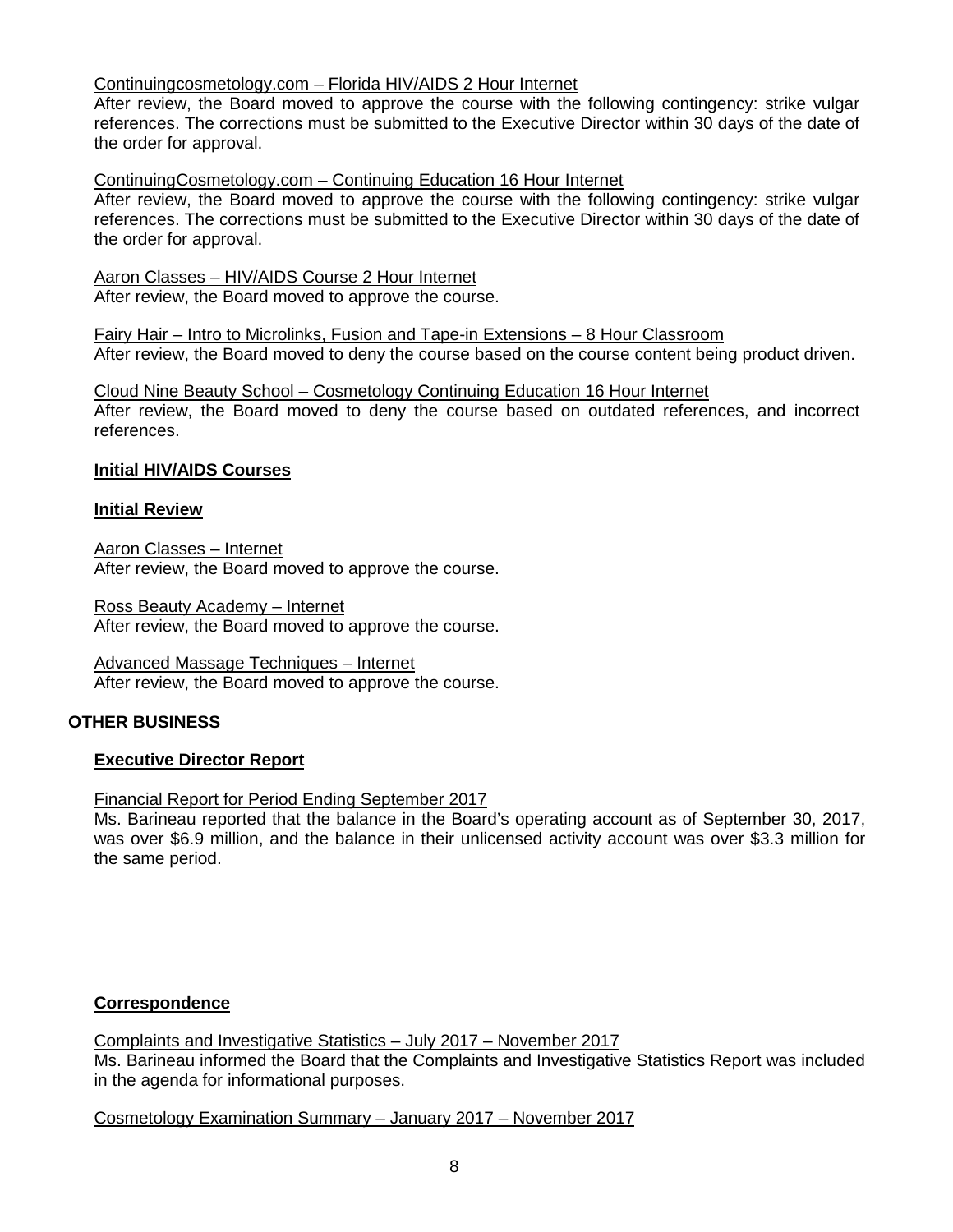Continuingcosmetology.com – Florida HIV/AIDS 2 Hour Internet

After review, the Board moved to approve the course with the following contingency: strike vulgar references. The corrections must be submitted to the Executive Director within 30 days of the date of the order for approval.

ContinuingCosmetology.com – Continuing Education 16 Hour Internet

After review, the Board moved to approve the course with the following contingency: strike vulgar references. The corrections must be submitted to the Executive Director within 30 days of the date of the order for approval.

Aaron Classes – HIV/AIDS Course 2 Hour Internet

After review, the Board moved to approve the course.

Fairy Hair – Intro to Microlinks, Fusion and Tape-in Extensions – 8 Hour Classroom

After review, the Board moved to deny the course based on the course content being product driven.

Cloud Nine Beauty School – Cosmetology Continuing Education 16 Hour Internet

After review, the Board moved to deny the course based on outdated references, and incorrect references.

**Initial HIV/AIDS Courses**

**Initial Review**

Aaron Classes – Internet

After review, the Board moved to approve the course.

Ross Beauty Academy – Internet

After review, the Board moved to approve the course.

Advanced Massage Techniques – Internet

After review, the Board moved to approve the course.

## OTHER BUSINESS

**Executive Director Report**

Financial Report for Period Ending September 2017

Ms. Barineau reported that the balance in the Board's operating account as of September 30, 2017, was over \$6.9 million, and the balance in their unlicensed activity account was over \$3.3 million for the same period.

**Correspondence**

Complaints and Investigative Statistics – July 2017 – November 2017

Ms. Barineau informed the Board that the Complaints and Investigative Statistics Report was included in the agenda for informational purposes.

Cosmetology Examination Summary – January 2017 – November 2017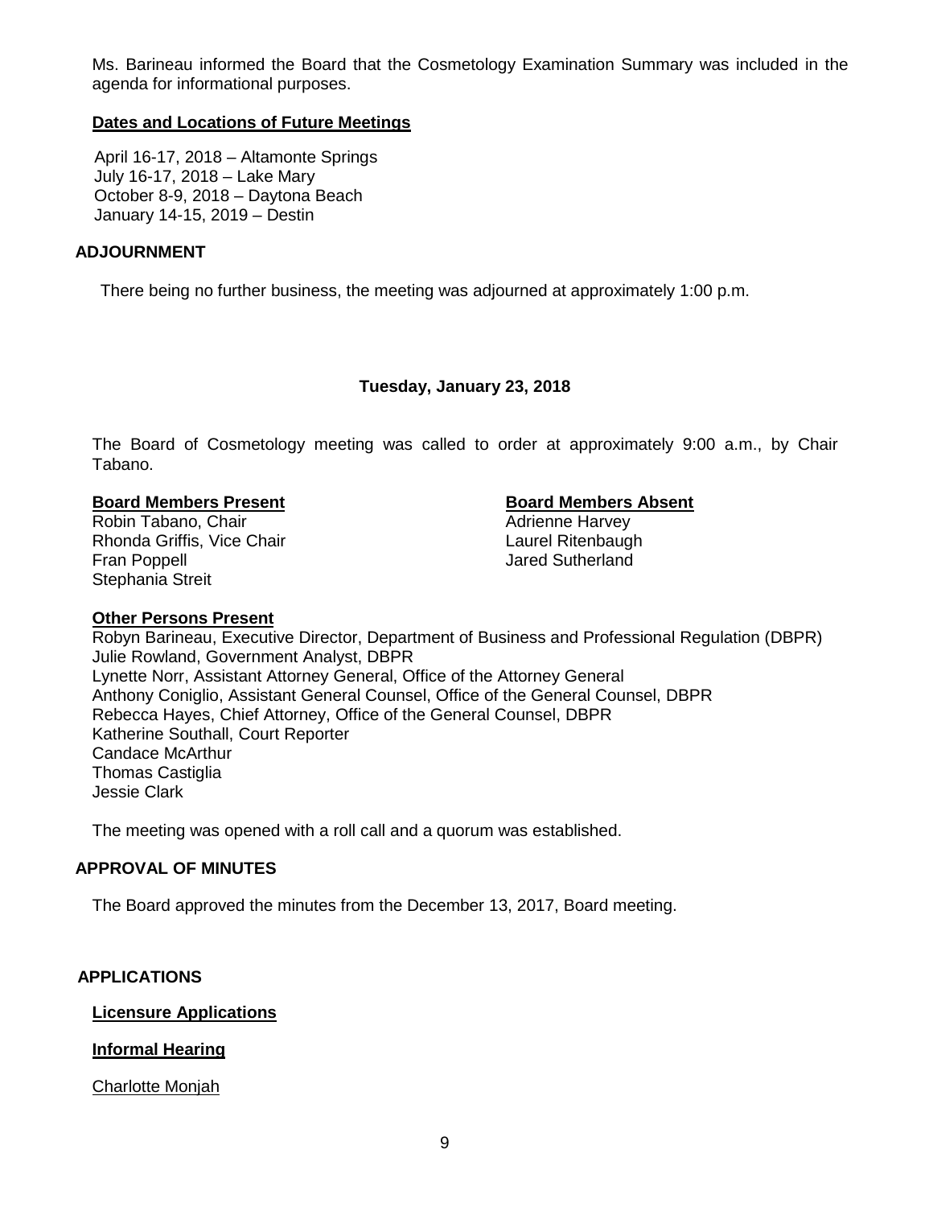Ms. Barineau informed the Board that the Cosmetology Examination Summary was included in the agenda for informational purposes.

**Dates and Locations of Future Meetings**

April 16-17, 2018 – Altamonte Springs
July 16-17, 2018 – Lake Mary
October 8-9, 2018 – Daytona Beach
January 14-15, 2019 – Destin

## ADJOURNMENT

There being no further business, the meeting was adjourned at approximately 1:00 p.m.

### Tuesday, January 23, 2018

The Board of Cosmetology meeting was called to order at approximately 9:00 a.m., by Chair Tabano.

**Board Members Present**

Robin Tabano, Chair
Rhonda Griffis, Vice Chair
Fran Poppell
Stephania Streit

**Board Members Absent**

Adrienne Harvey
Laurel Ritenbaugh
Jared Sutherland

**Other Persons Present**

Robyn Barineau, Executive Director, Department of Business and Professional Regulation (DBPR)
Julie Rowland, Government Analyst, DBPR
Lynette Norr, Assistant Attorney General, Office of the Attorney General
Anthony Coniglio, Assistant General Counsel, Office of the General Counsel, DBPR
Rebecca Hayes, Chief Attorney, Office of the General Counsel, DBPR
Katherine Southall, Court Reporter
Candace McArthur
Thomas Castiglia
Jessie Clark

The meeting was opened with a roll call and a quorum was established.

## APPROVAL OF MINUTES

The Board approved the minutes from the December 13, 2017, Board meeting.

## APPLICATIONS

**Licensure Applications**

**Informal Hearing**

Charlotte Monjah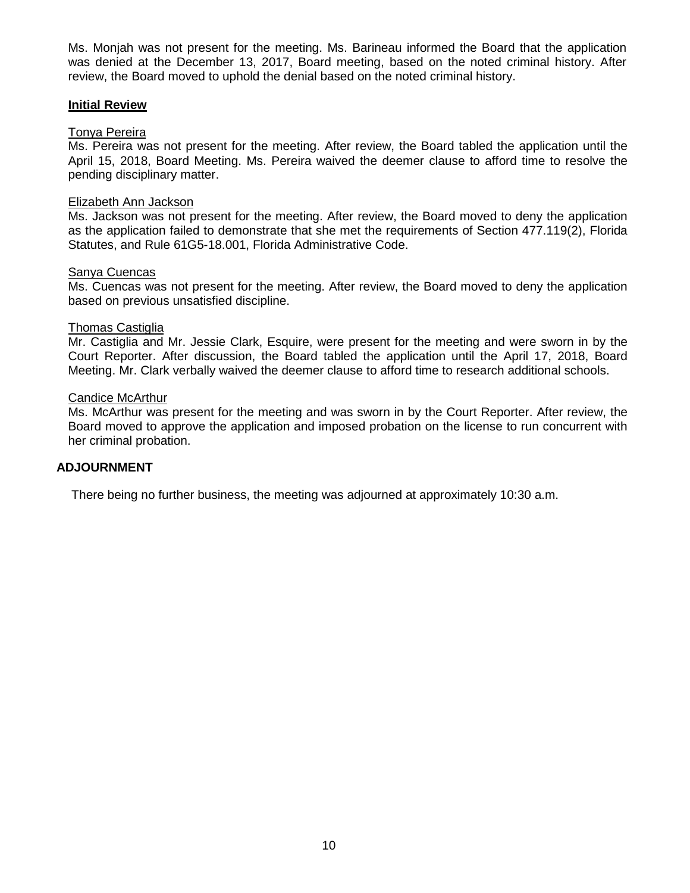Ms. Monjah was not present for the meeting. Ms. Barineau informed the Board that the application was denied at the December 13, 2017, Board meeting, based on the noted criminal history. After review, the Board moved to uphold the denial based on the noted criminal history.

**Initial Review**

Tonya Pereira

Ms. Pereira was not present for the meeting. After review, the Board tabled the application until the April 15, 2018, Board Meeting. Ms. Pereira waived the deemer clause to afford time to resolve the pending disciplinary matter.

Elizabeth Ann Jackson

Ms. Jackson was not present for the meeting. After review, the Board moved to deny the application as the application failed to demonstrate that she met the requirements of Section 477.119(2), Florida Statutes, and Rule 61G5-18.001, Florida Administrative Code.

Sanya Cuencas

Ms. Cuencas was not present for the meeting. After review, the Board moved to deny the application based on previous unsatisfied discipline.

Thomas Castiglia

Mr. Castiglia and Mr. Jessie Clark, Esquire, were present for the meeting and were sworn in by the Court Reporter. After discussion, the Board tabled the application until the April 17, 2018, Board Meeting. Mr. Clark verbally waived the deemer clause to afford time to research additional schools.

Candice McArthur

Ms. McArthur was present for the meeting and was sworn in by the Court Reporter. After review, the Board moved to approve the application and imposed probation on the license to run concurrent with her criminal probation.

**ADJOURNMENT**

There being no further business, the meeting was adjourned at approximately 10:30 a.m.